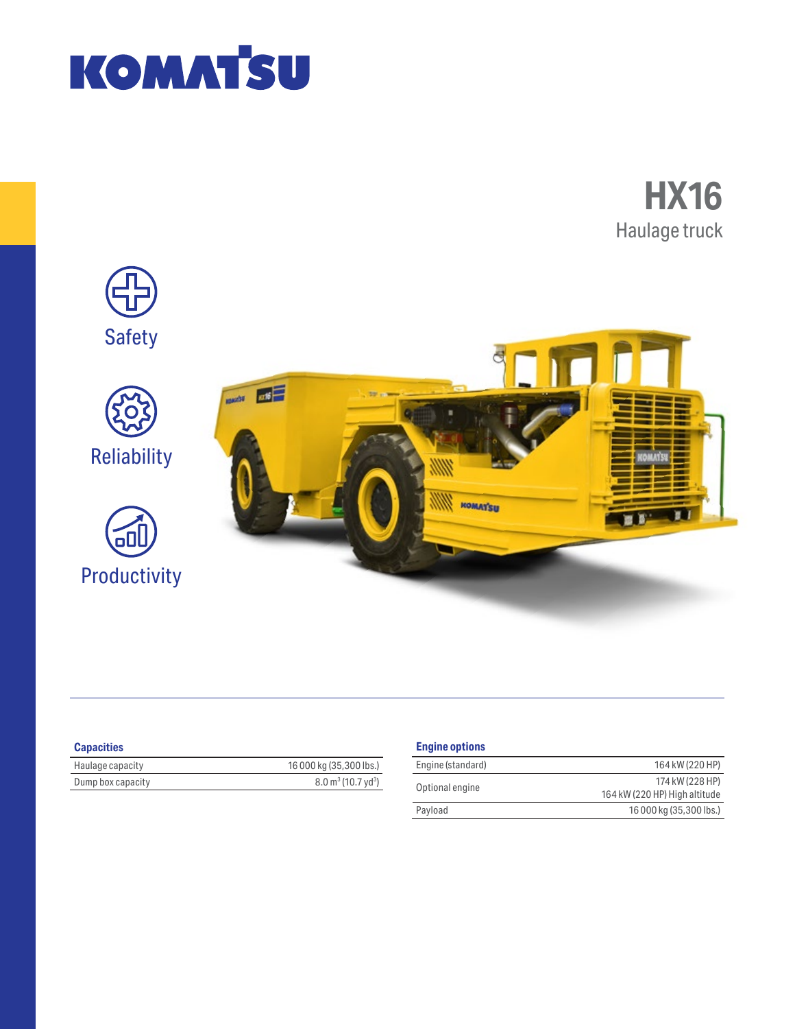# HX16

Haulage truck

Safety

Reliability

Productivity

### Capacities

| | |
|---|---|
| Haulage capacity | 16 000 kg (35,300 lbs.) |
| Dump box capacity | 8.0 m³ (10.7 yd³) |

### Engine options

| | |
|---|---|
| Engine (standard) | 164 kW (220 HP) |
| Optional engine | 174 kW (228 HP)<br>164 kW (220 HP) High altitude |
| Payload | 16 000 kg (35,300 lbs.) |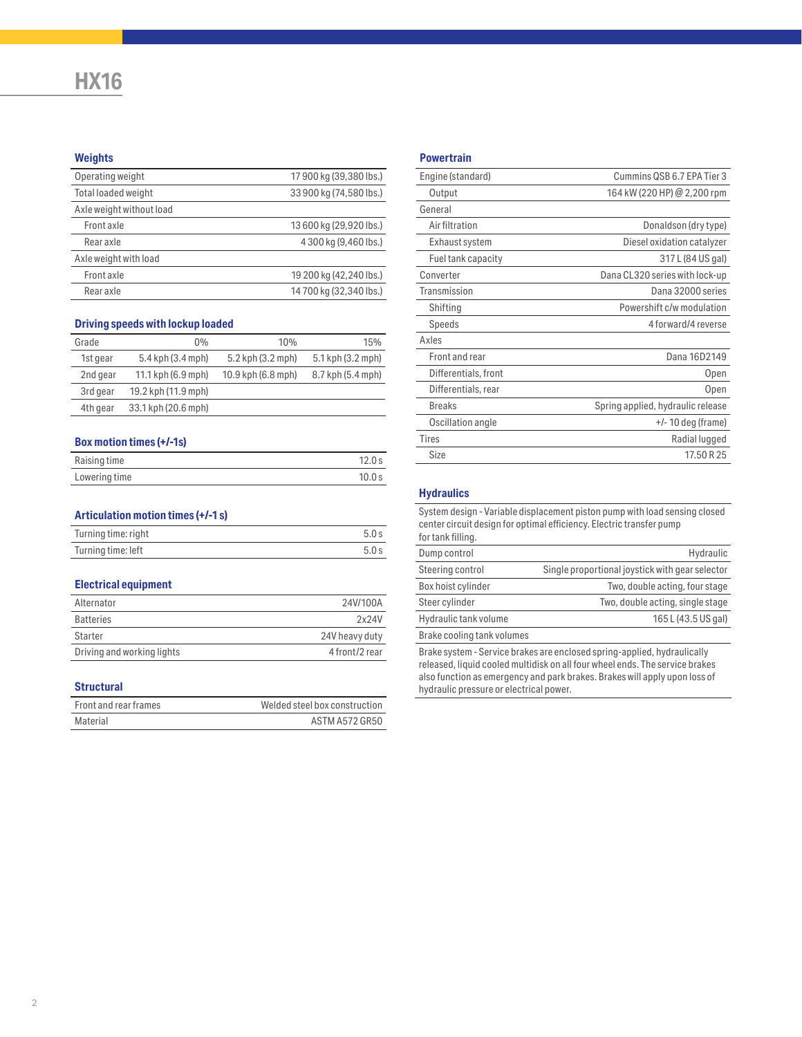# HX16

## Weights

| | |
|---|---|
| Operating weight | 17 900 kg (39,380 lbs.) |
| Total loaded weight | 33 900 kg (74,580 lbs.) |
| Axle weight without load | |
| Front axle | 13 600 kg (29,920 lbs.) |
| Rear axle | 4 300 kg (9,460 lbs.) |
| Axle weight with load | |
| Front axle | 19 200 kg (42,240 lbs.) |
| Rear axle | 14 700 kg (32,340 lbs.) |

## Driving speeds with lockup loaded

| Grade | 0% | 10% | 15% |
|---|---|---|---|
| 1st gear | 5.4 kph (3.4 mph) | 5.2 kph (3.2 mph) | 5.1 kph (3.2 mph) |
| 2nd gear | 11.1 kph (6.9 mph) | 10.9 kph (6.8 mph) | 8.7 kph (5.4 mph) |
| 3rd gear | 19.2 kph (11.9 mph) | | |
| 4th gear | 33.1 kph (20.6 mph) | | |

## Box motion times (+/-1s)

| | |
|---|---|
| Raising time | 12.0 s |
| Lowering time | 10.0 s |

## Articulation motion times (+/-1 s)

| | |
|---|---|
| Turning time: right | 5.0 s |
| Turning time: left | 5.0 s |

## Electrical equipment

| | |
|---|---|
| Alternator | 24V/100A |
| Batteries | 2x24V |
| Starter | 24V heavy duty |
| Driving and working lights | 4 front/2 rear |

## Structural

| | |
|---|---|
| Front and rear frames | Welded steel box construction |
| Material | ASTM A572 GR50 |

## Powertrain

| | |
|---|---|
| Engine (standard) | Cummins QSB 6.7 EPA Tier 3 |
| Output | 164 kW (220 HP) @ 2,200 rpm |
| General | |
| Air filtration | Donaldson (dry type) |
| Exhaust system | Diesel oxidation catalyzer |
| Fuel tank capacity | 317 L (84 US gal) |
| Converter | Dana CL320 series with lock-up |
| Transmission | Dana 32000 series |
| Shifting | Powershift c/w modulation |
| Speeds | 4 forward/4 reverse |
| Axles | |
| Front and rear | Dana 16D2149 |
| Differentials, front | Open |
| Differentials, rear | Open |
| Breaks | Spring applied, hydraulic release |
| Oscillation angle | +/- 10 deg (frame) |
| Tires | Radial lugged |
| Size | 17.50 R 25 |

## Hydraulics

System design - Variable displacement piston pump with load sensing closed center circuit design for optimal efficiency. Electric transfer pump for tank filling.

| | |
|---|---|
| Dump control | Hydraulic |
| Steering control | Single proportional joystick with gear selector |
| Box hoist cylinder | Two, double acting, four stage |
| Steer cylinder | Two, double acting, single stage |
| Hydraulic tank volume | 165 L (43.5 US gal) |
| Brake cooling tank volumes | |

Brake system - Service brakes are enclosed spring-applied, hydraulically released, liquid cooled multidisk on all four wheel ends. The service brakes also function as emergency and park brakes. Brakes will apply upon loss of hydraulic pressure or electrical power.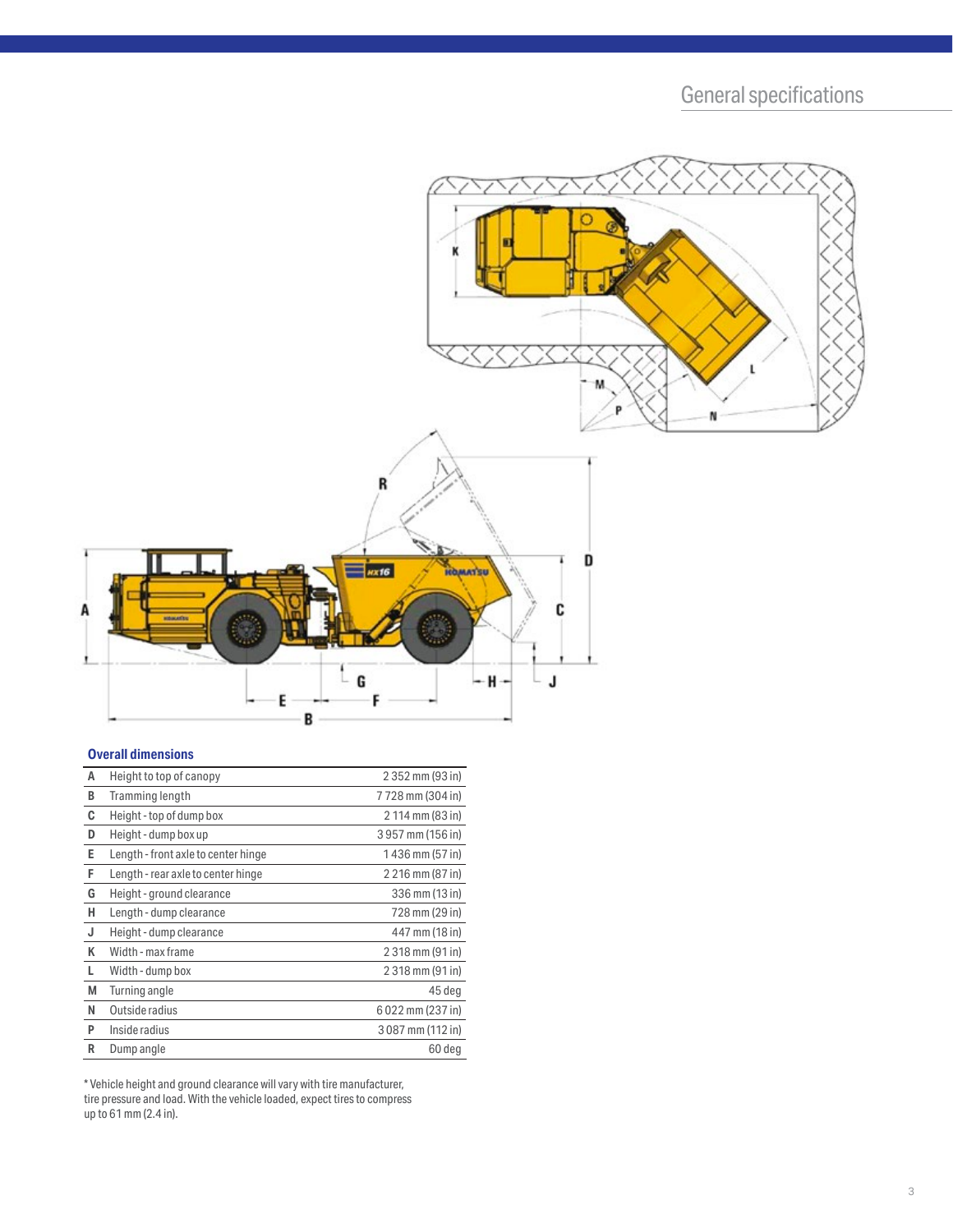# General specifications

### Overall dimensions

| | | |
|---|---|---|
| A | Height to top of canopy | 2 352 mm (93 in) |
| B | Tramming length | 7 728 mm (304 in) |
| C | Height - top of dump box | 2 114 mm (83 in) |
| D | Height - dump box up | 3 957 mm (156 in) |
| E | Length - front axle to center hinge | 1 436 mm (57 in) |
| F | Length - rear axle to center hinge | 2 216 mm (87 in) |
| G | Height - ground clearance | 336 mm (13 in) |
| H | Length - dump clearance | 728 mm (29 in) |
| J | Height - dump clearance | 447 mm (18 in) |
| K | Width - max frame | 2 318 mm (91 in) |
| L | Width - dump box | 2 318 mm (91 in) |
| M | Turning angle | 45 deg |
| N | Outside radius | 6 022 mm (237 in) |
| P | Inside radius | 3 087 mm (112 in) |
| R | Dump angle | 60 deg |

* Vehicle height and ground clearance will vary with tire manufacturer, tire pressure and load. With the vehicle loaded, expect tires to compress up to 61 mm (2.4 in).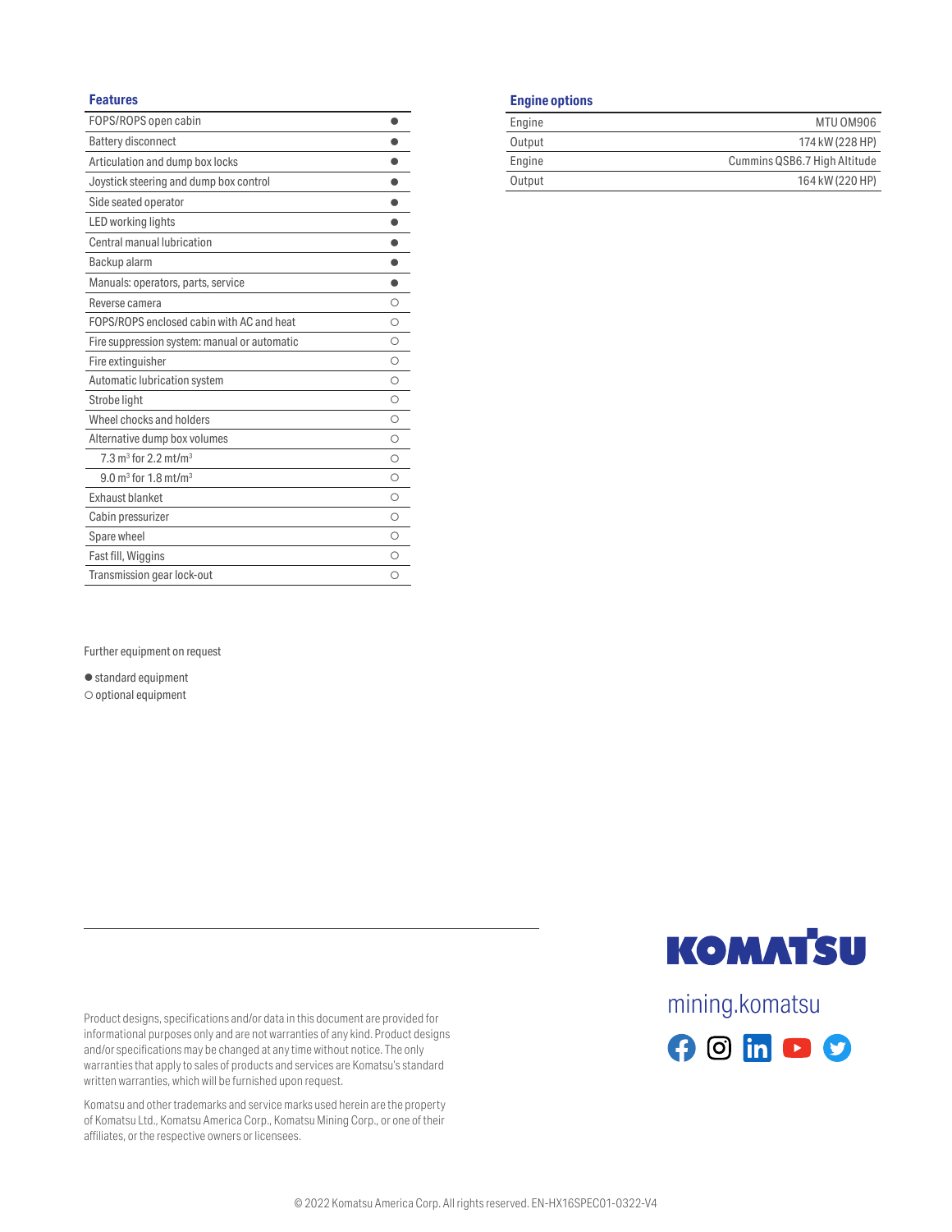## Features

| | |
|---|---|
| FOPS/ROPS open cabin | ● |
| Battery disconnect | ● |
| Articulation and dump box locks | ● |
| Joystick steering and dump box control | ● |
| Side seated operator | ● |
| LED working lights | ● |
| Central manual lubrication | ● |
| Backup alarm | ● |
| Manuals: operators, parts, service | ● |
| Reverse camera | ○ |
| FOPS/ROPS enclosed cabin with AC and heat | ○ |
| Fire suppression system: manual or automatic | ○ |
| Fire extinguisher | ○ |
| Automatic lubrication system | ○ |
| Strobe light | ○ |
| Wheel chocks and holders | ○ |
| Alternative dump box volumes | ○ |
| 7.3 $m^3$ for 2.2 $mt/m^3$ | ○ |
| 9.0 $m^3$ for 1.8 $mt/m^3$ | ○ |
| Exhaust blanket | ○ |
| Cabin pressurizer | ○ |
| Spare wheel | ○ |
| Fast fill, Wiggins | ○ |
| Transmission gear lock-out | ○ |

## Engine options

| | |
|---|---|
| Engine | MTU OM906 |
| Output | 174 kW (228 HP) |
| Engine | Cummins QSB6.7 High Altitude |
| Output | 164 kW (220 HP) |

Further equipment on request

● standard equipment
○ optional equipment

Product designs, specifications and/or data in this document are provided for informational purposes only and are not warranties of any kind. Product designs and/or specifications may be changed at any time without notice. The only warranties that apply to sales of products and services are Komatsu's standard written warranties, which will be furnished upon request.

Komatsu and other trademarks and service marks used herein are the property of Komatsu Ltd., Komatsu America Corp., Komatsu Mining Corp., or one of their affiliates, or the respective owners or licensees.

KOMATSU

mining.komatsu

© 2022 Komatsu America Corp. All rights reserved. EN-HX16SPEC01-0322-V4